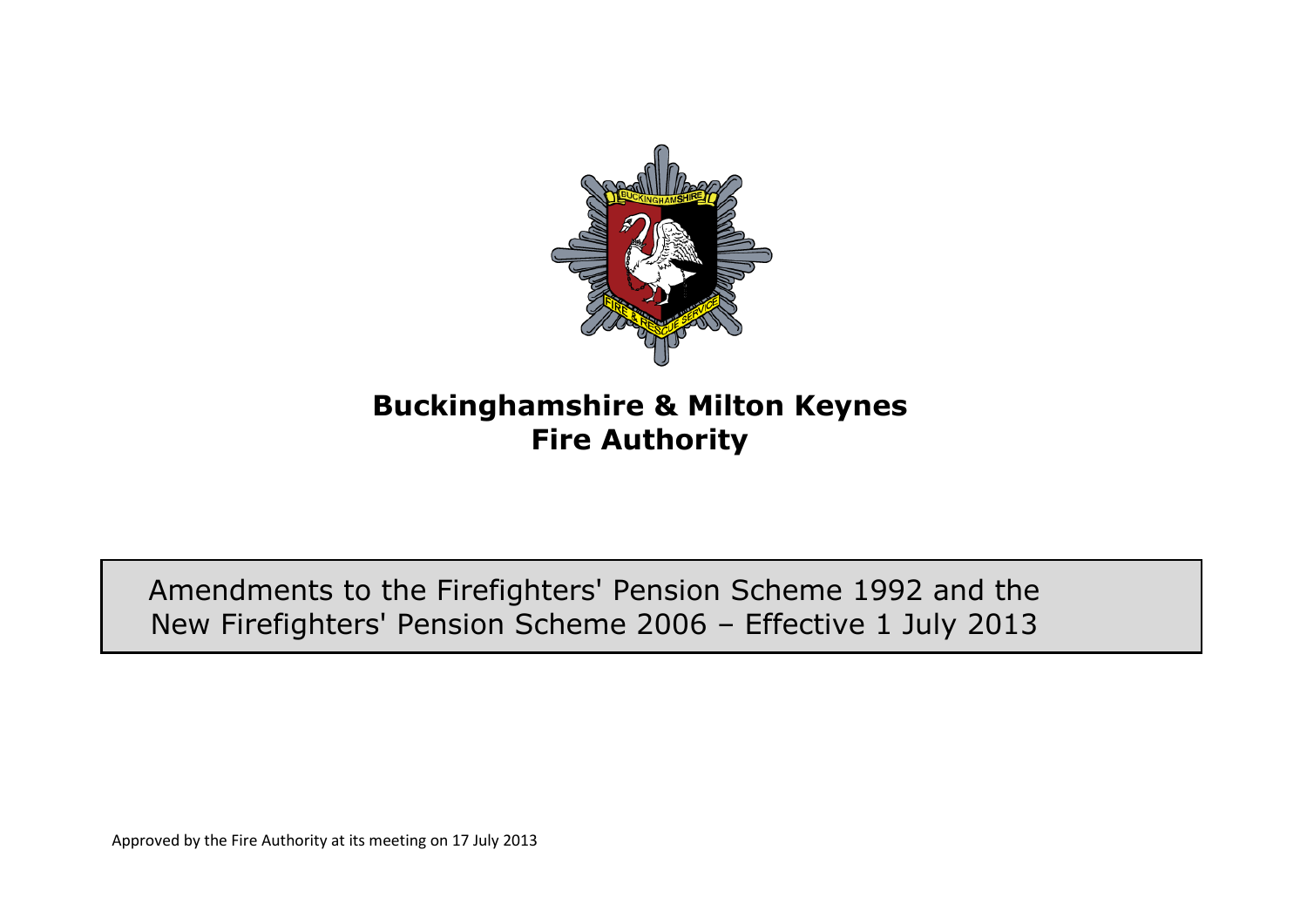# Buckinghamshire & Milton Keynes Fire Authority

## Amendments to the Firefighters' Pension Scheme 1992 and the New Firefighters' Pension Scheme 2006 – Effective 1 July 2013

Approved by the Fire Authority at its meeting on 17 July 2013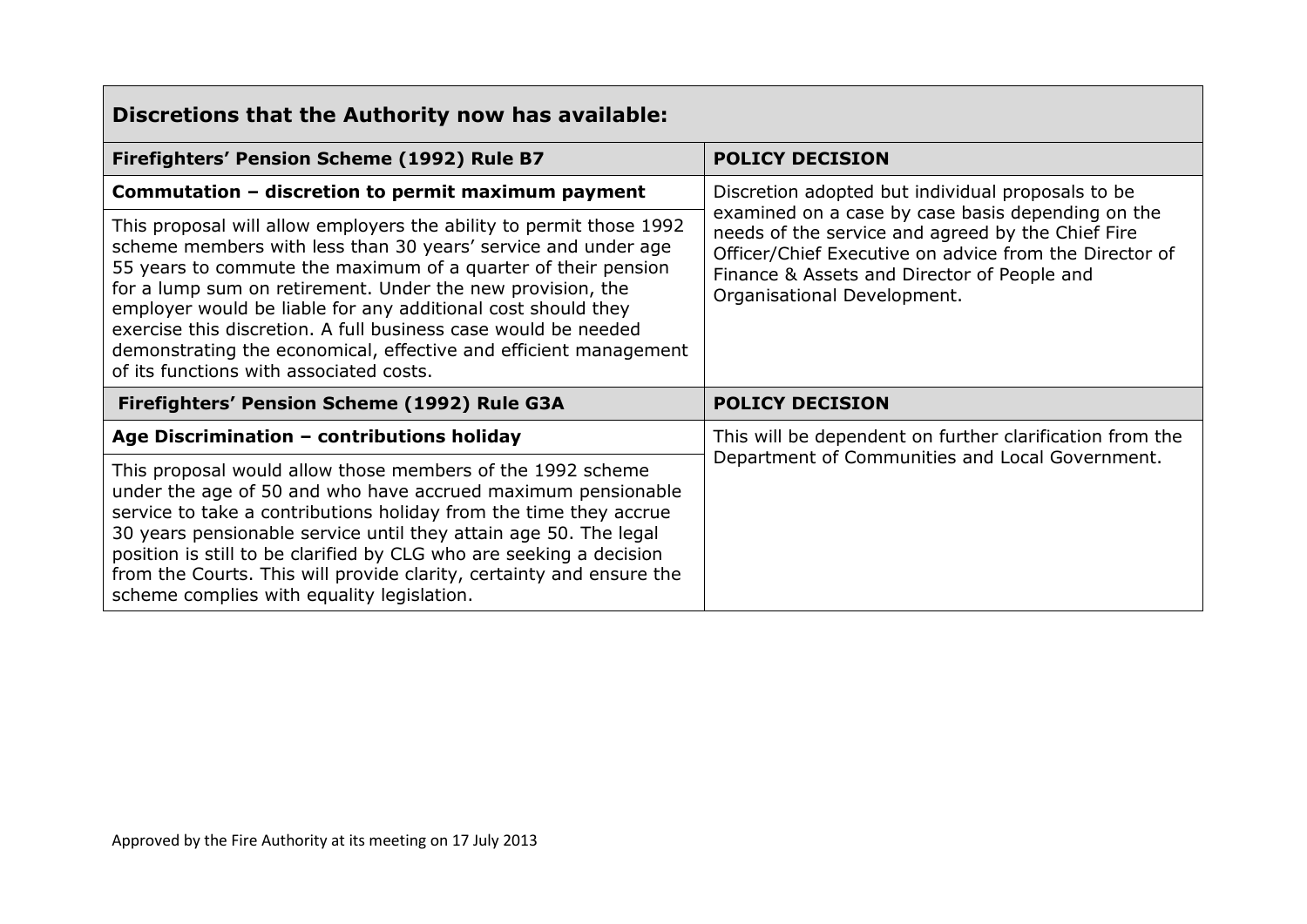| Discretions that the Authority now has available: | |
|---|---|
| **Firefighters' Pension Scheme (1992) Rule B7** | **POLICY DECISION** |
| **Commutation – discretion to permit maximum payment**<br><br>This proposal will allow employers the ability to permit those 1992 scheme members with less than 30 years' service and under age 55 years to commute the maximum of a quarter of their pension for a lump sum on retirement. Under the new provision, the employer would be liable for any additional cost should they exercise this discretion. A full business case would be needed demonstrating the economical, effective and efficient management of its functions with associated costs. | Discretion adopted but individual proposals to be examined on a case by case basis depending on the needs of the service and agreed by the Chief Fire Officer/Chief Executive on advice from the Director of Finance & Assets and Director of People and Organisational Development. |
| **Firefighters' Pension Scheme (1992) Rule G3A** | **POLICY DECISION** |
| **Age Discrimination – contributions holiday**<br><br>This proposal would allow those members of the 1992 scheme under the age of 50 and who have accrued maximum pensionable service to take a contributions holiday from the time they accrue 30 years pensionable service until they attain age 50. The legal position is still to be clarified by CLG who are seeking a decision from the Courts. This will provide clarity, certainty and ensure the scheme complies with equality legislation. | This will be dependent on further clarification from the Department of Communities and Local Government. |

Approved by the Fire Authority at its meeting on 17 July 2013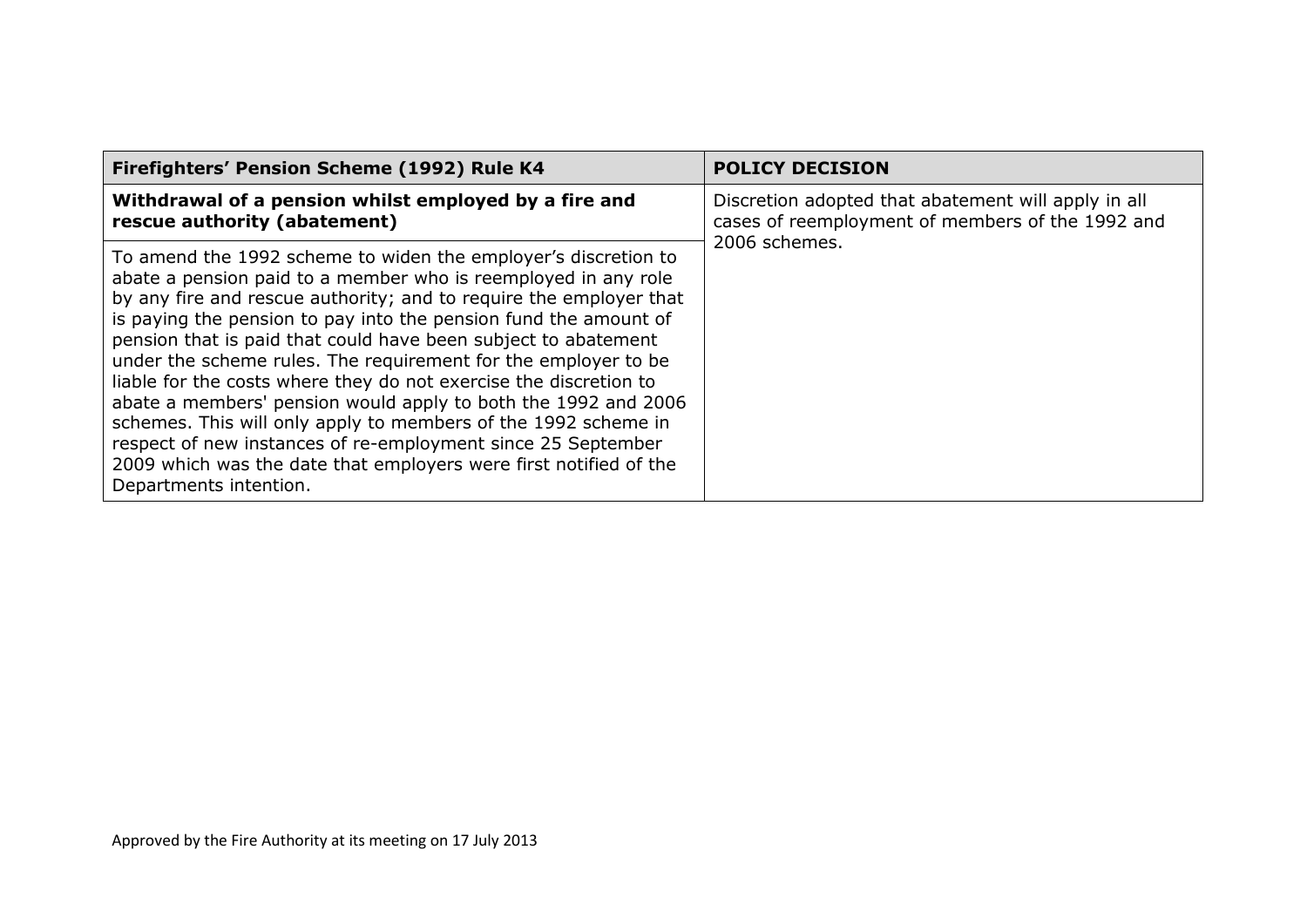| Firefighters' Pension Scheme (1992) Rule K4 | POLICY DECISION |
|---|---|
| **Withdrawal of a pension whilst employed by a fire and rescue authority (abatement)**<br><br>To amend the 1992 scheme to widen the employer's discretion to abate a pension paid to a member who is reemployed in any role by any fire and rescue authority; and to require the employer that is paying the pension to pay into the pension fund the amount of pension that is paid that could have been subject to abatement under the scheme rules. The requirement for the employer to be liable for the costs where they do not exercise the discretion to abate a members' pension would apply to both the 1992 and 2006 schemes. This will only apply to members of the 1992 scheme in respect of new instances of re-employment since 25 September 2009 which was the date that employers were first notified of the Departments intention. | Discretion adopted that abatement will apply in all cases of reemployment of members of the 1992 and 2006 schemes. |

Approved by the Fire Authority at its meeting on 17 July 2013